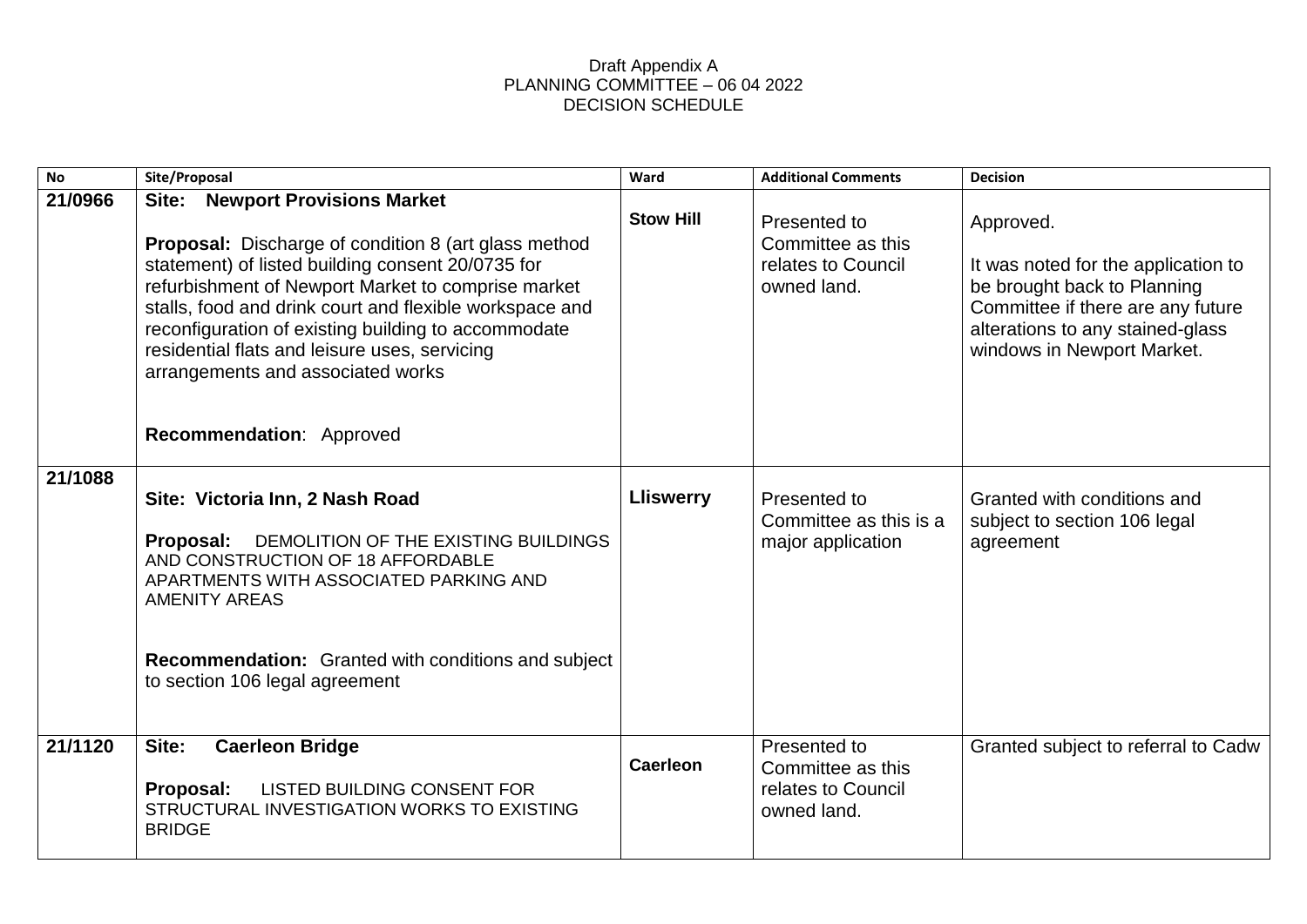Draft Appendix A
PLANNING COMMITTEE – 06 04 2022
DECISION SCHEDULE

| No | Site/Proposal | Ward | Additional Comments | Decision |
|---|---|---|---|---|
| **21/0966** | **Site: Newport Provisions Market**<br><br>**Proposal:** Discharge of condition 8 (art glass method statement) of listed building consent 20/0735 for refurbishment of Newport Market to comprise market stalls, food and drink court and flexible workspace and reconfiguration of existing building to accommodate residential flats and leisure uses, servicing arrangements and associated works<br><br>**Recommendation**: Approved | **Stow Hill** | Presented to Committee as this relates to Council owned land. | Approved.<br><br>It was noted for the application to be brought back to Planning Committee if there are any future alterations to any stained-glass windows in Newport Market. |
| **21/1088** | **Site: Victoria Inn, 2 Nash Road**<br><br>**Proposal:** DEMOLITION OF THE EXISTING BUILDINGS AND CONSTRUCTION OF 18 AFFORDABLE APARTMENTS WITH ASSOCIATED PARKING AND AMENITY AREAS<br><br>**Recommendation:** Granted with conditions and subject to section 106 legal agreement | **Lliswerry** | Presented to Committee as this is a major application | Granted with conditions and subject to section 106 legal agreement |
| **21/1120** | **Site: Caerleon Bridge**<br><br>**Proposal:** LISTED BUILDING CONSENT FOR STRUCTURAL INVESTIGATION WORKS TO EXISTING BRIDGE | **Caerleon** | Presented to Committee as this relates to Council owned land. | Granted subject to referral to Cadw |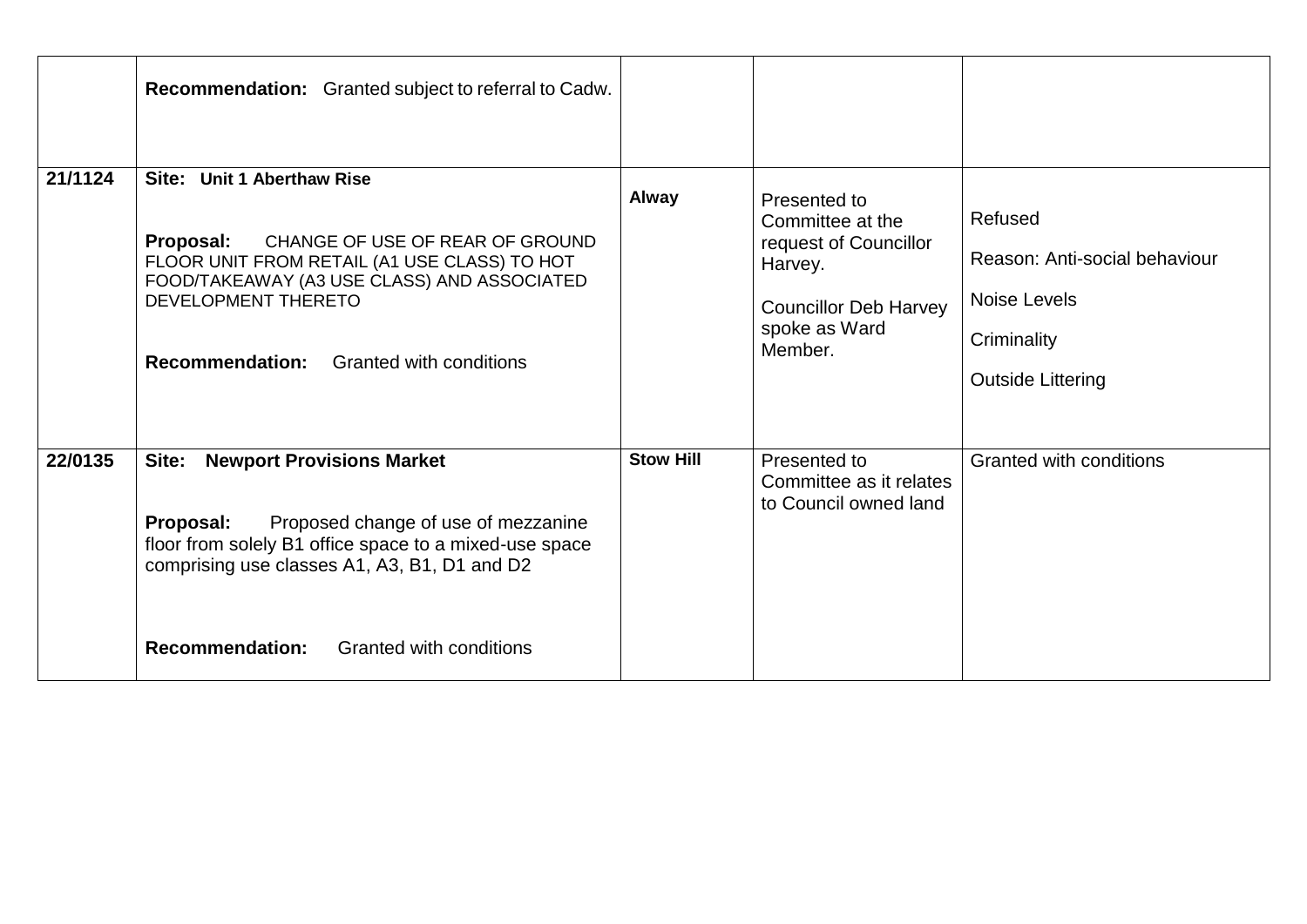| | | | | |
|---|---|---|---|---|
| | **Recommendation:** Granted subject to referral to Cadw. | | | |
| **21/1124** | **Site: Unit 1 Aberthaw Rise**<br><br>**Proposal:** CHANGE OF USE OF REAR OF GROUND FLOOR UNIT FROM RETAIL (A1 USE CLASS) TO HOT FOOD/TAKEAWAY (A3 USE CLASS) AND ASSOCIATED DEVELOPMENT THERETO<br><br>**Recommendation:** Granted with conditions | **Alway** | Presented to Committee at the request of Councillor Harvey.<br><br>Councillor Deb Harvey spoke as Ward Member. | Refused<br><br>Reason: Anti-social behaviour<br><br>Noise Levels<br><br>Criminality<br><br>Outside Littering |
| **22/0135** | **Site: Newport Provisions Market**<br><br>**Proposal:** Proposed change of use of mezzanine floor from solely B1 office space to a mixed-use space comprising use classes A1, A3, B1, D1 and D2<br><br>**Recommendation:** Granted with conditions | **Stow Hill** | Presented to Committee as it relates to Council owned land | Granted with conditions |